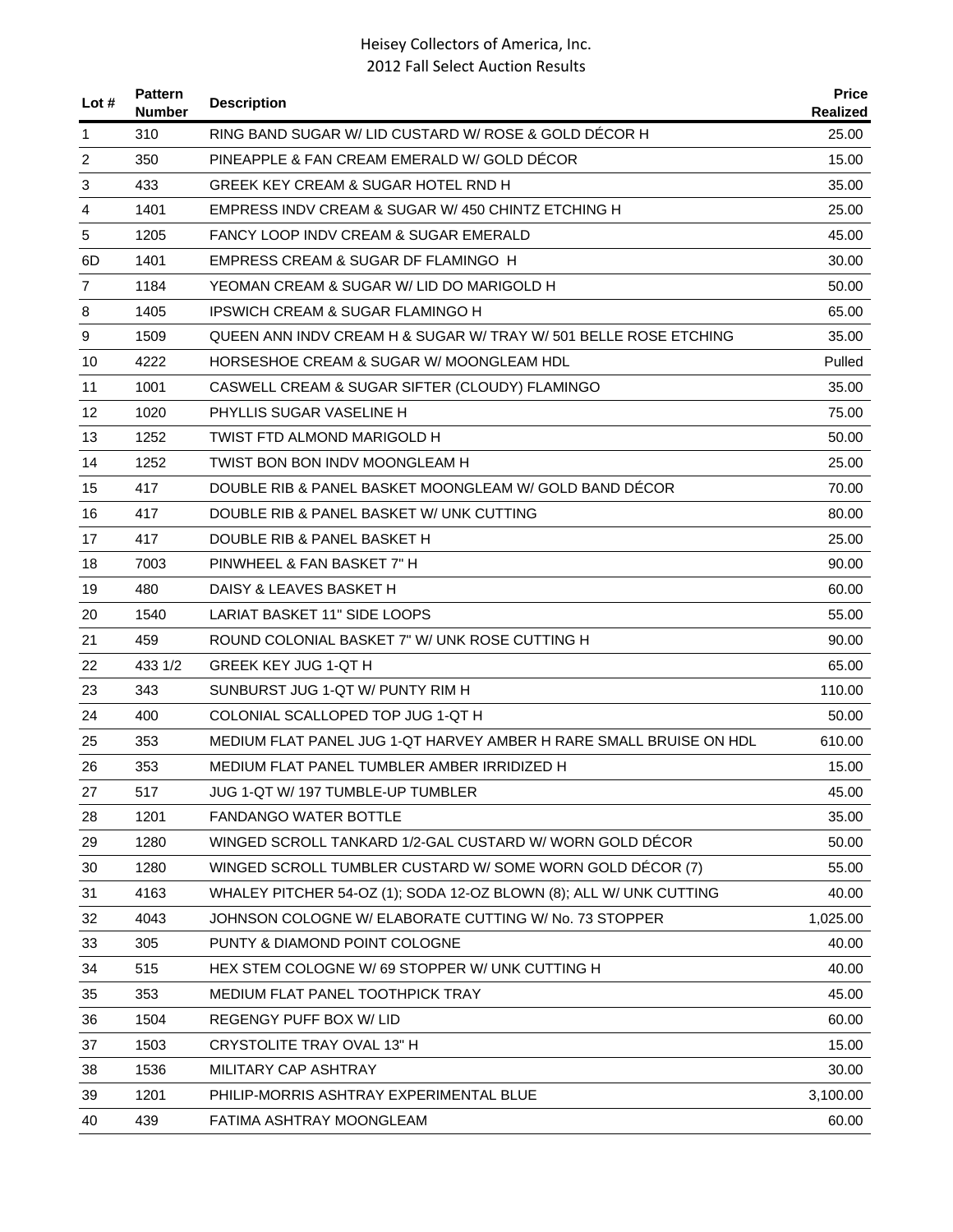# Heisey Collectors of America, Inc.
## 2012 Fall Select Auction Results

| Lot # | Pattern Number | Description | Price Realized |
|---|---|---|---|
| 1 | 310 | RING BAND SUGAR W/ LID CUSTARD W/ ROSE & GOLD DÉCOR H | 25.00 |
| 2 | 350 | PINEAPPLE & FAN CREAM EMERALD W/ GOLD DÉCOR | 15.00 |
| 3 | 433 | GREEK KEY CREAM & SUGAR HOTEL RND H | 35.00 |
| 4 | 1401 | EMPRESS INDV CREAM & SUGAR W/ 450 CHINTZ ETCHING H | 25.00 |
| 5 | 1205 | FANCY LOOP INDV CREAM & SUGAR EMERALD | 45.00 |
| 6D | 1401 | EMPRESS CREAM & SUGAR DF FLAMINGO H | 30.00 |
| 7 | 1184 | YEOMAN CREAM & SUGAR W/ LID DO MARIGOLD H | 50.00 |
| 8 | 1405 | IPSWICH CREAM & SUGAR FLAMINGO H | 65.00 |
| 9 | 1509 | QUEEN ANN INDV CREAM H & SUGAR W/ TRAY W/ 501 BELLE ROSE ETCHING | 35.00 |
| 10 | 4222 | HORSESHOE CREAM & SUGAR W/ MOONGLEAM HDL | Pulled |
| 11 | 1001 | CASWELL CREAM & SUGAR SIFTER (CLOUDY) FLAMINGO | 35.00 |
| 12 | 1020 | PHYLLIS SUGAR VASELINE H | 75.00 |
| 13 | 1252 | TWIST FTD ALMOND MARIGOLD H | 50.00 |
| 14 | 1252 | TWIST BON BON INDV MOONGLEAM H | 25.00 |
| 15 | 417 | DOUBLE RIB & PANEL BASKET MOONGLEAM W/ GOLD BAND DÉCOR | 70.00 |
| 16 | 417 | DOUBLE RIB & PANEL BASKET W/ UNK CUTTING | 80.00 |
| 17 | 417 | DOUBLE RIB & PANEL BASKET H | 25.00 |
| 18 | 7003 | PINWHEEL & FAN BASKET 7" H | 90.00 |
| 19 | 480 | DAISY & LEAVES BASKET H | 60.00 |
| 20 | 1540 | LARIAT BASKET 11" SIDE LOOPS | 55.00 |
| 21 | 459 | ROUND COLONIAL BASKET 7" W/ UNK ROSE CUTTING H | 90.00 |
| 22 | 433 1/2 | GREEK KEY JUG 1-QT H | 65.00 |
| 23 | 343 | SUNBURST JUG 1-QT W/ PUNTY RIM H | 110.00 |
| 24 | 400 | COLONIAL SCALLOPED TOP JUG 1-QT H | 50.00 |
| 25 | 353 | MEDIUM FLAT PANEL JUG 1-QT HARVEY AMBER H RARE SMALL BRUISE ON HDL | 610.00 |
| 26 | 353 | MEDIUM FLAT PANEL TUMBLER AMBER IRRIDIZED H | 15.00 |
| 27 | 517 | JUG 1-QT W/ 197 TUMBLE-UP TUMBLER | 45.00 |
| 28 | 1201 | FANDANGO WATER BOTTLE | 35.00 |
| 29 | 1280 | WINGED SCROLL TANKARD 1/2-GAL CUSTARD W/ WORN GOLD DÉCOR | 50.00 |
| 30 | 1280 | WINGED SCROLL TUMBLER CUSTARD W/ SOME WORN GOLD DÉCOR (7) | 55.00 |
| 31 | 4163 | WHALEY PITCHER 54-OZ (1); SODA 12-OZ BLOWN (8); ALL W/ UNK CUTTING | 40.00 |
| 32 | 4043 | JOHNSON COLOGNE W/ ELABORATE CUTTING W/ No. 73 STOPPER | 1,025.00 |
| 33 | 305 | PUNTY & DIAMOND POINT COLOGNE | 40.00 |
| 34 | 515 | HEX STEM COLOGNE W/ 69 STOPPER W/ UNK CUTTING H | 40.00 |
| 35 | 353 | MEDIUM FLAT PANEL TOOTHPICK TRAY | 45.00 |
| 36 | 1504 | REGENGY PUFF BOX W/ LID | 60.00 |
| 37 | 1503 | CRYSTOLITE TRAY OVAL 13" H | 15.00 |
| 38 | 1536 | MILITARY CAP ASHTRAY | 30.00 |
| 39 | 1201 | PHILIP-MORRIS ASHTRAY EXPERIMENTAL BLUE | 3,100.00 |
| 40 | 439 | FATIMA ASHTRAY MOONGLEAM | 60.00 |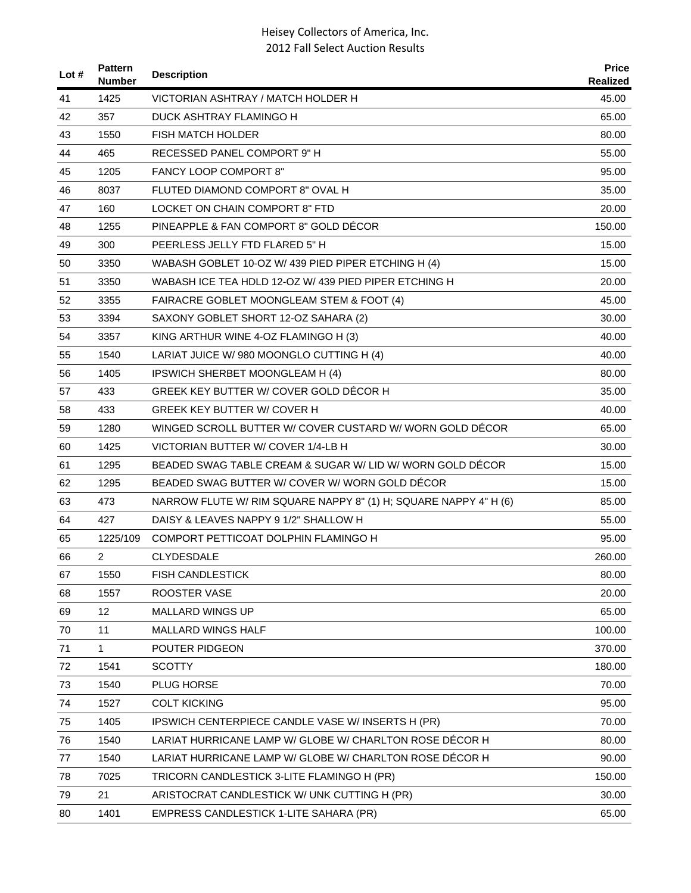# Heisey Collectors of America, Inc.
## 2012 Fall Select Auction Results

| Lot # | Pattern Number | Description | Price Realized |
|---|---|---|---|
| 41 | 1425 | VICTORIAN ASHTRAY / MATCH HOLDER H | 45.00 |
| 42 | 357 | DUCK ASHTRAY FLAMINGO H | 65.00 |
| 43 | 1550 | FISH MATCH HOLDER | 80.00 |
| 44 | 465 | RECESSED PANEL COMPORT 9" H | 55.00 |
| 45 | 1205 | FANCY LOOP COMPORT 8" | 95.00 |
| 46 | 8037 | FLUTED DIAMOND COMPORT 8" OVAL H | 35.00 |
| 47 | 160 | LOCKET ON CHAIN COMPORT 8" FTD | 20.00 |
| 48 | 1255 | PINEAPPLE & FAN COMPORT 8" GOLD DÉCOR | 150.00 |
| 49 | 300 | PEERLESS JELLY FTD FLARED 5" H | 15.00 |
| 50 | 3350 | WABASH GOBLET 10-OZ W/ 439 PIED PIPER ETCHING H (4) | 15.00 |
| 51 | 3350 | WABASH ICE TEA HDLD 12-OZ W/ 439 PIED PIPER ETCHING H | 20.00 |
| 52 | 3355 | FAIRACRE GOBLET MOONGLEAM STEM & FOOT (4) | 45.00 |
| 53 | 3394 | SAXONY GOBLET SHORT 12-OZ SAHARA (2) | 30.00 |
| 54 | 3357 | KING ARTHUR WINE 4-OZ FLAMINGO H (3) | 40.00 |
| 55 | 1540 | LARIAT JUICE W/ 980 MOONGLO CUTTING H (4) | 40.00 |
| 56 | 1405 | IPSWICH SHERBET MOONGLEAM H (4) | 80.00 |
| 57 | 433 | GREEK KEY BUTTER W/ COVER GOLD DÉCOR H | 35.00 |
| 58 | 433 | GREEK KEY BUTTER W/ COVER H | 40.00 |
| 59 | 1280 | WINGED SCROLL BUTTER W/ COVER CUSTARD W/ WORN GOLD DÉCOR | 65.00 |
| 60 | 1425 | VICTORIAN BUTTER W/ COVER 1/4-LB H | 30.00 |
| 61 | 1295 | BEADED SWAG TABLE CREAM & SUGAR W/ LID W/ WORN GOLD DÉCOR | 15.00 |
| 62 | 1295 | BEADED SWAG BUTTER W/ COVER W/ WORN GOLD DÉCOR | 15.00 |
| 63 | 473 | NARROW FLUTE W/ RIM SQUARE NAPPY 8" (1) H; SQUARE NAPPY 4" H (6) | 85.00 |
| 64 | 427 | DAISY & LEAVES NAPPY 9 1/2" SHALLOW H | 55.00 |
| 65 | 1225/109 | COMPORT PETTICOAT DOLPHIN FLAMINGO H | 95.00 |
| 66 | 2 | CLYDESDALE | 260.00 |
| 67 | 1550 | FISH CANDLESTICK | 80.00 |
| 68 | 1557 | ROOSTER VASE | 20.00 |
| 69 | 12 | MALLARD WINGS UP | 65.00 |
| 70 | 11 | MALLARD WINGS HALF | 100.00 |
| 71 | 1 | POUTER PIDGEON | 370.00 |
| 72 | 1541 | SCOTTY | 180.00 |
| 73 | 1540 | PLUG HORSE | 70.00 |
| 74 | 1527 | COLT KICKING | 95.00 |
| 75 | 1405 | IPSWICH CENTERPIECE CANDLE VASE W/ INSERTS H (PR) | 70.00 |
| 76 | 1540 | LARIAT HURRICANE LAMP W/ GLOBE W/ CHARLTON ROSE DÉCOR H | 80.00 |
| 77 | 1540 | LARIAT HURRICANE LAMP W/ GLOBE W/ CHARLTON ROSE DÉCOR H | 90.00 |
| 78 | 7025 | TRICORN CANDLESTICK 3-LITE FLAMINGO H (PR) | 150.00 |
| 79 | 21 | ARISTOCRAT CANDLESTICK W/ UNK CUTTING H (PR) | 30.00 |
| 80 | 1401 | EMPRESS CANDLESTICK 1-LITE SAHARA (PR) | 65.00 |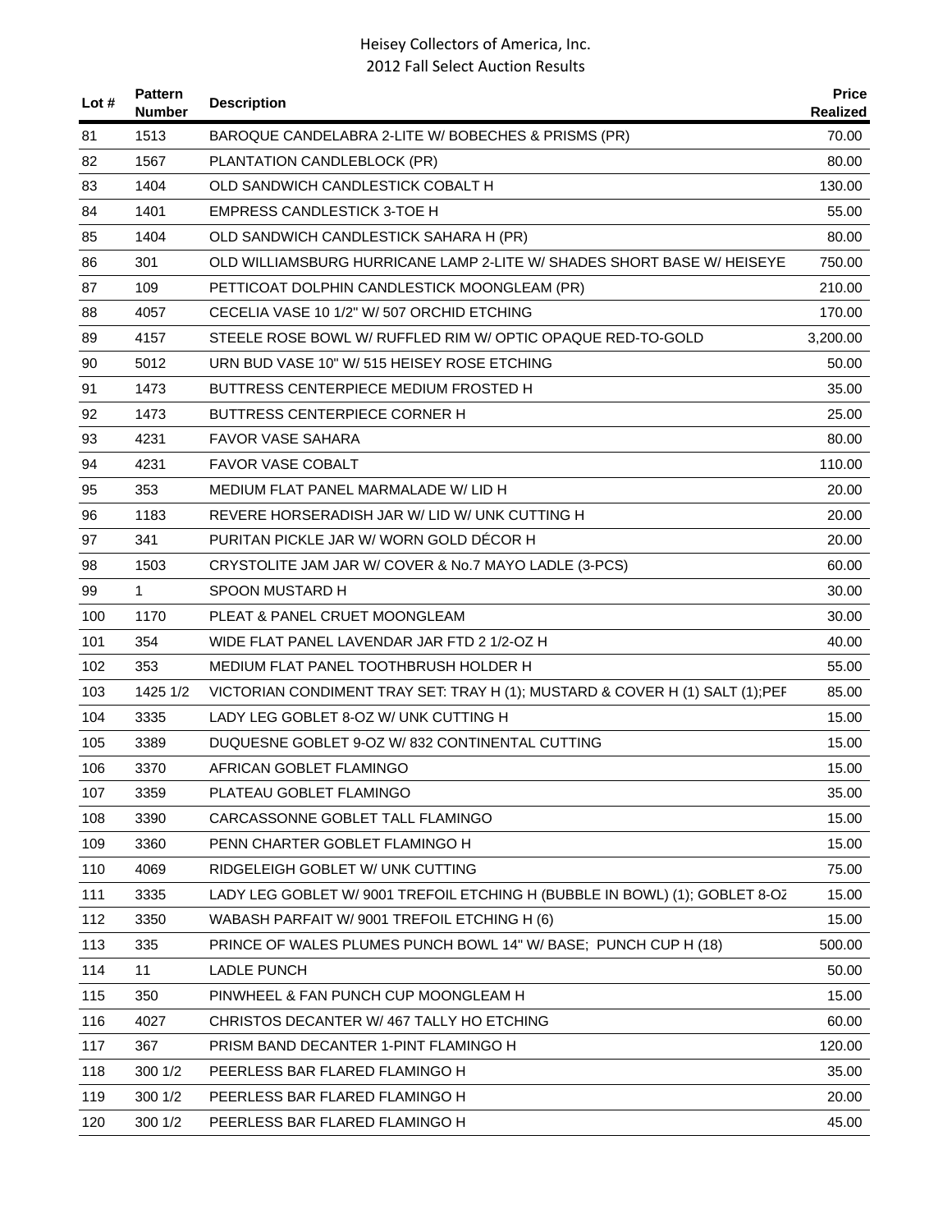| Lot # | Pattern Number | Description | Price Realized |
|---|---|---|---|
| 81 | 1513 | BAROQUE CANDELABRA 2-LITE W/ BOBECHES & PRISMS (PR) | 70.00 |
| 82 | 1567 | PLANTATION CANDLEBLOCK (PR) | 80.00 |
| 83 | 1404 | OLD SANDWICH CANDLESTICK COBALT H | 130.00 |
| 84 | 1401 | EMPRESS CANDLESTICK 3-TOE H | 55.00 |
| 85 | 1404 | OLD SANDWICH CANDLESTICK SAHARA H (PR) | 80.00 |
| 86 | 301 | OLD WILLIAMSBURG HURRICANE LAMP 2-LITE W/ SHADES SHORT BASE W/ HEISEYE | 750.00 |
| 87 | 109 | PETTICOAT DOLPHIN CANDLESTICK MOONGLEAM (PR) | 210.00 |
| 88 | 4057 | CECELIA VASE 10 1/2" W/ 507 ORCHID ETCHING | 170.00 |
| 89 | 4157 | STEELE ROSE BOWL W/ RUFFLED RIM W/ OPTIC OPAQUE RED-TO-GOLD | 3,200.00 |
| 90 | 5012 | URN BUD VASE 10" W/ 515 HEISEY ROSE ETCHING | 50.00 |
| 91 | 1473 | BUTTRESS CENTERPIECE MEDIUM FROSTED H | 35.00 |
| 92 | 1473 | BUTTRESS CENTERPIECE CORNER H | 25.00 |
| 93 | 4231 | FAVOR VASE SAHARA | 80.00 |
| 94 | 4231 | FAVOR VASE COBALT | 110.00 |
| 95 | 353 | MEDIUM FLAT PANEL MARMALADE W/ LID H | 20.00 |
| 96 | 1183 | REVERE HORSERADISH JAR W/ LID W/ UNK CUTTING H | 20.00 |
| 97 | 341 | PURITAN PICKLE JAR W/ WORN GOLD DÉCOR H | 20.00 |
| 98 | 1503 | CRYSTOLITE JAM JAR W/ COVER & No.7 MAYO LADLE (3-PCS) | 60.00 |
| 99 | 1 | SPOON MUSTARD H | 30.00 |
| 100 | 1170 | PLEAT & PANEL CRUET MOONGLEAM | 30.00 |
| 101 | 354 | WIDE FLAT PANEL LAVENDAR JAR FTD 2 1/2-OZ H | 40.00 |
| 102 | 353 | MEDIUM FLAT PANEL TOOTHBRUSH HOLDER H | 55.00 |
| 103 | 1425 1/2 | VICTORIAN CONDIMENT TRAY SET: TRAY H (1); MUSTARD & COVER H (1) SALT (1);PEF | 85.00 |
| 104 | 3335 | LADY LEG GOBLET 8-OZ W/ UNK CUTTING H | 15.00 |
| 105 | 3389 | DUQUESNE GOBLET 9-OZ W/ 832 CONTINENTAL CUTTING | 15.00 |
| 106 | 3370 | AFRICAN GOBLET FLAMINGO | 15.00 |
| 107 | 3359 | PLATEAU GOBLET FLAMINGO | 35.00 |
| 108 | 3390 | CARCASSONNE GOBLET TALL FLAMINGO | 15.00 |
| 109 | 3360 | PENN CHARTER GOBLET FLAMINGO H | 15.00 |
| 110 | 4069 | RIDGELEIGH GOBLET W/ UNK CUTTING | 75.00 |
| 111 | 3335 | LADY LEG GOBLET W/ 9001 TREFOIL ETCHING H (BUBBLE IN BOWL) (1); GOBLET 8-OZ | 15.00 |
| 112 | 3350 | WABASH PARFAIT W/ 9001 TREFOIL ETCHING H (6) | 15.00 |
| 113 | 335 | PRINCE OF WALES PLUMES PUNCH BOWL 14" W/ BASE; PUNCH CUP H (18) | 500.00 |
| 114 | 11 | LADLE PUNCH | 50.00 |
| 115 | 350 | PINWHEEL & FAN PUNCH CUP MOONGLEAM H | 15.00 |
| 116 | 4027 | CHRISTOS DECANTER W/ 467 TALLY HO ETCHING | 60.00 |
| 117 | 367 | PRISM BAND DECANTER 1-PINT FLAMINGO H | 120.00 |
| 118 | 300 1/2 | PEERLESS BAR FLARED FLAMINGO H | 35.00 |
| 119 | 300 1/2 | PEERLESS BAR FLARED FLAMINGO H | 20.00 |
| 120 | 300 1/2 | PEERLESS BAR FLARED FLAMINGO H | 45.00 |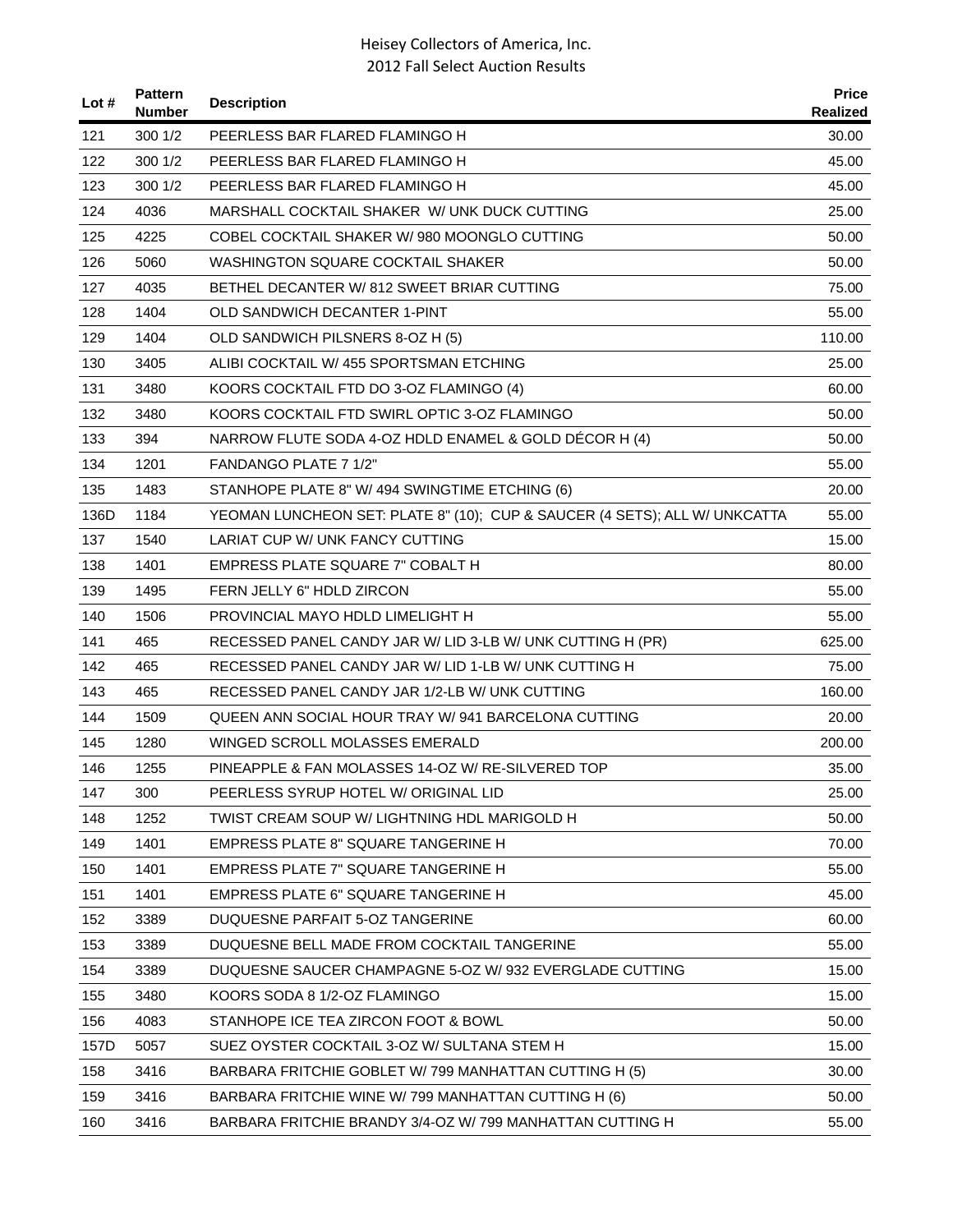| Lot # | Pattern Number | Description | Price Realized |
|---|---|---|---|
| 121 | 300 1/2 | PEERLESS BAR FLARED FLAMINGO H | 30.00 |
| 122 | 300 1/2 | PEERLESS BAR FLARED FLAMINGO H | 45.00 |
| 123 | 300 1/2 | PEERLESS BAR FLARED FLAMINGO H | 45.00 |
| 124 | 4036 | MARSHALL COCKTAIL SHAKER W/ UNK DUCK CUTTING | 25.00 |
| 125 | 4225 | COBEL COCKTAIL SHAKER W/ 980 MOONGLO CUTTING | 50.00 |
| 126 | 5060 | WASHINGTON SQUARE COCKTAIL SHAKER | 50.00 |
| 127 | 4035 | BETHEL DECANTER W/ 812 SWEET BRIAR CUTTING | 75.00 |
| 128 | 1404 | OLD SANDWICH DECANTER 1-PINT | 55.00 |
| 129 | 1404 | OLD SANDWICH PILSNERS 8-OZ H (5) | 110.00 |
| 130 | 3405 | ALIBI COCKTAIL W/ 455 SPORTSMAN ETCHING | 25.00 |
| 131 | 3480 | KOORS COCKTAIL FTD DO 3-OZ FLAMINGO (4) | 60.00 |
| 132 | 3480 | KOORS COCKTAIL FTD SWIRL OPTIC 3-OZ FLAMINGO | 50.00 |
| 133 | 394 | NARROW FLUTE SODA 4-OZ HDLD ENAMEL & GOLD DÉCOR H (4) | 50.00 |
| 134 | 1201 | FANDANGO PLATE 7 1/2" | 55.00 |
| 135 | 1483 | STANHOPE PLATE 8" W/ 494 SWINGTIME ETCHING (6) | 20.00 |
| 136D | 1184 | YEOMAN LUNCHEON SET: PLATE 8" (10); CUP & SAUCER (4 SETS); ALL W/ UNKCATTA | 55.00 |
| 137 | 1540 | LARIAT CUP W/ UNK FANCY CUTTING | 15.00 |
| 138 | 1401 | EMPRESS PLATE SQUARE 7" COBALT H | 80.00 |
| 139 | 1495 | FERN JELLY 6" HDLD ZIRCON | 55.00 |
| 140 | 1506 | PROVINCIAL MAYO HDLD LIMELIGHT H | 55.00 |
| 141 | 465 | RECESSED PANEL CANDY JAR W/ LID 3-LB W/ UNK CUTTING H (PR) | 625.00 |
| 142 | 465 | RECESSED PANEL CANDY JAR W/ LID 1-LB W/ UNK CUTTING H | 75.00 |
| 143 | 465 | RECESSED PANEL CANDY JAR 1/2-LB W/ UNK CUTTING | 160.00 |
| 144 | 1509 | QUEEN ANN SOCIAL HOUR TRAY W/ 941 BARCELONA CUTTING | 20.00 |
| 145 | 1280 | WINGED SCROLL MOLASSES EMERALD | 200.00 |
| 146 | 1255 | PINEAPPLE & FAN MOLASSES 14-OZ W/ RE-SILVERED TOP | 35.00 |
| 147 | 300 | PEERLESS SYRUP HOTEL W/ ORIGINAL LID | 25.00 |
| 148 | 1252 | TWIST CREAM SOUP W/ LIGHTNING HDL MARIGOLD H | 50.00 |
| 149 | 1401 | EMPRESS PLATE 8" SQUARE TANGERINE H | 70.00 |
| 150 | 1401 | EMPRESS PLATE 7" SQUARE TANGERINE H | 55.00 |
| 151 | 1401 | EMPRESS PLATE 6" SQUARE TANGERINE H | 45.00 |
| 152 | 3389 | DUQUESNE PARFAIT 5-OZ TANGERINE | 60.00 |
| 153 | 3389 | DUQUESNE BELL MADE FROM COCKTAIL TANGERINE | 55.00 |
| 154 | 3389 | DUQUESNE SAUCER CHAMPAGNE 5-OZ W/ 932 EVERGLADE CUTTING | 15.00 |
| 155 | 3480 | KOORS SODA 8 1/2-OZ FLAMINGO | 15.00 |
| 156 | 4083 | STANHOPE ICE TEA ZIRCON FOOT & BOWL | 50.00 |
| 157D | 5057 | SUEZ OYSTER COCKTAIL 3-OZ W/ SULTANA STEM H | 15.00 |
| 158 | 3416 | BARBARA FRITCHIE GOBLET W/ 799 MANHATTAN CUTTING H (5) | 30.00 |
| 159 | 3416 | BARBARA FRITCHIE WINE W/ 799 MANHATTAN CUTTING H (6) | 50.00 |
| 160 | 3416 | BARBARA FRITCHIE BRANDY 3/4-OZ W/ 799 MANHATTAN CUTTING H | 55.00 |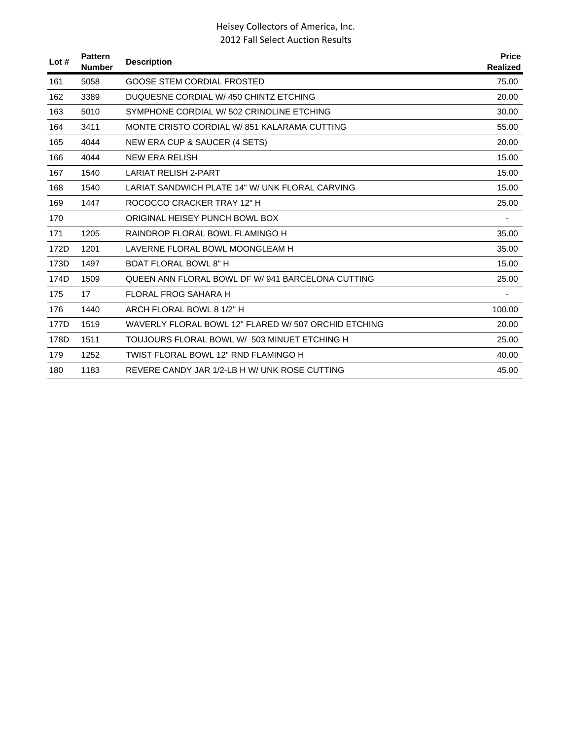Heisey Collectors of America, Inc.
2012 Fall Select Auction Results

| Lot # | Pattern Number | Description | Price Realized |
|---|---|---|---|
| 161 | 5058 | GOOSE STEM CORDIAL FROSTED | 75.00 |
| 162 | 3389 | DUQUESNE CORDIAL W/ 450 CHINTZ ETCHING | 20.00 |
| 163 | 5010 | SYMPHONE CORDIAL W/ 502 CRINOLINE ETCHING | 30.00 |
| 164 | 3411 | MONTE CRISTO CORDIAL W/ 851 KALARAMA CUTTING | 55.00 |
| 165 | 4044 | NEW ERA CUP & SAUCER (4 SETS) | 20.00 |
| 166 | 4044 | NEW ERA RELISH | 15.00 |
| 167 | 1540 | LARIAT RELISH 2-PART | 15.00 |
| 168 | 1540 | LARIAT SANDWICH PLATE 14" W/ UNK FLORAL CARVING | 15.00 |
| 169 | 1447 | ROCOCCO CRACKER TRAY 12" H | 25.00 |
| 170 | | ORIGINAL HEISEY PUNCH BOWL BOX | - |
| 171 | 1205 | RAINDROP FLORAL BOWL FLAMINGO H | 35.00 |
| 172D | 1201 | LAVERNE FLORAL BOWL MOONGLEAM H | 35.00 |
| 173D | 1497 | BOAT FLORAL BOWL 8" H | 15.00 |
| 174D | 1509 | QUEEN ANN FLORAL BOWL DF W/ 941 BARCELONA CUTTING | 25.00 |
| 175 | 17 | FLORAL FROG SAHARA H | - |
| 176 | 1440 | ARCH FLORAL BOWL 8 1/2" H | 100.00 |
| 177D | 1519 | WAVERLY FLORAL BOWL 12" FLARED W/ 507 ORCHID ETCHING | 20.00 |
| 178D | 1511 | TOUJOURS FLORAL BOWL W/ 503 MINUET ETCHING H | 25.00 |
| 179 | 1252 | TWIST FLORAL BOWL 12" RND FLAMINGO H | 40.00 |
| 180 | 1183 | REVERE CANDY JAR 1/2-LB H W/ UNK ROSE CUTTING | 45.00 |